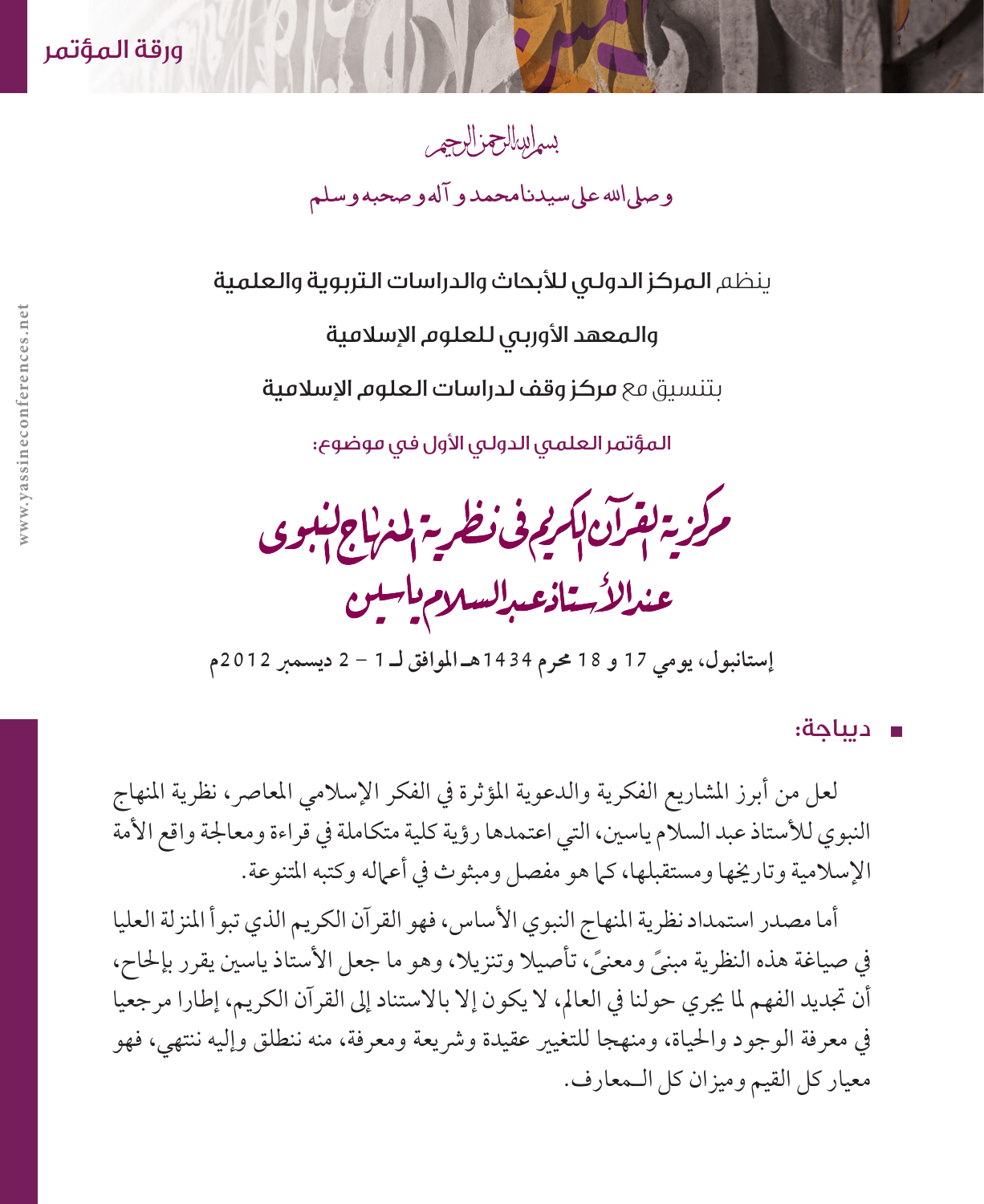ورقة المؤتمر

بسم الله الرحمن الرحيم

وصلى الله على سيدنا محمد وآله وصحبه وسلم

ينظم **المركز الدولي للأبحاث والدراسات التربوية والعلمية**

**والمعهد الأوربي للعلوم الإسلامية**

بتنسيق مع **مركز وقف لدراسات العلوم الإسلامية**

المؤتمر العلمي الدولي الأول في موضوع:

# مركزية القرآن الكريم في نظرية المنهاج النبوي عند الأستاذ عبد السلام ياسين

**إستانبول، يومي 17 و 18 محرم 1434هـ الموافق لـ 1 – 2 ديسمبر 2012م**

## ديباجة:

لعل من أبرز المشاريع الفكرية والدعوية المؤثرة في الفكر الإسلامي المعاصر، نظرية المنهاج النبوي للأستاذ عبد السلام ياسين، التي اعتمدها رؤية كلية متكاملة في قراءة ومعالجة واقع الأمة الإسلامية وتاريخها ومستقبلها، كما هو مفصل ومبثوث في أعماله وكتبه المتنوعة.

أما مصدر استمداد نظرية المنهاج النبوي الأساس، فهو القرآن الكريم الذي تبوأ المنزلة العليا في صياغة هذه النظرية مبنىً ومعنىً، تأصيلا وتنزيلا، وهو ما جعل الأستاذ ياسين يقرر بإلحاح، أن تجديد الفهم لما يجري حولنا في العالم، لا يكون إلا بالاستناد إلى القرآن الكريم، إطارا مرجعيا في معرفة الوجود والحياة، ومنهجا للتغيير عقيدة وشريعة ومعرفة، منه ننطلق وإليه ننتهي، فهو معيار كل القيم وميزان كل المعارف.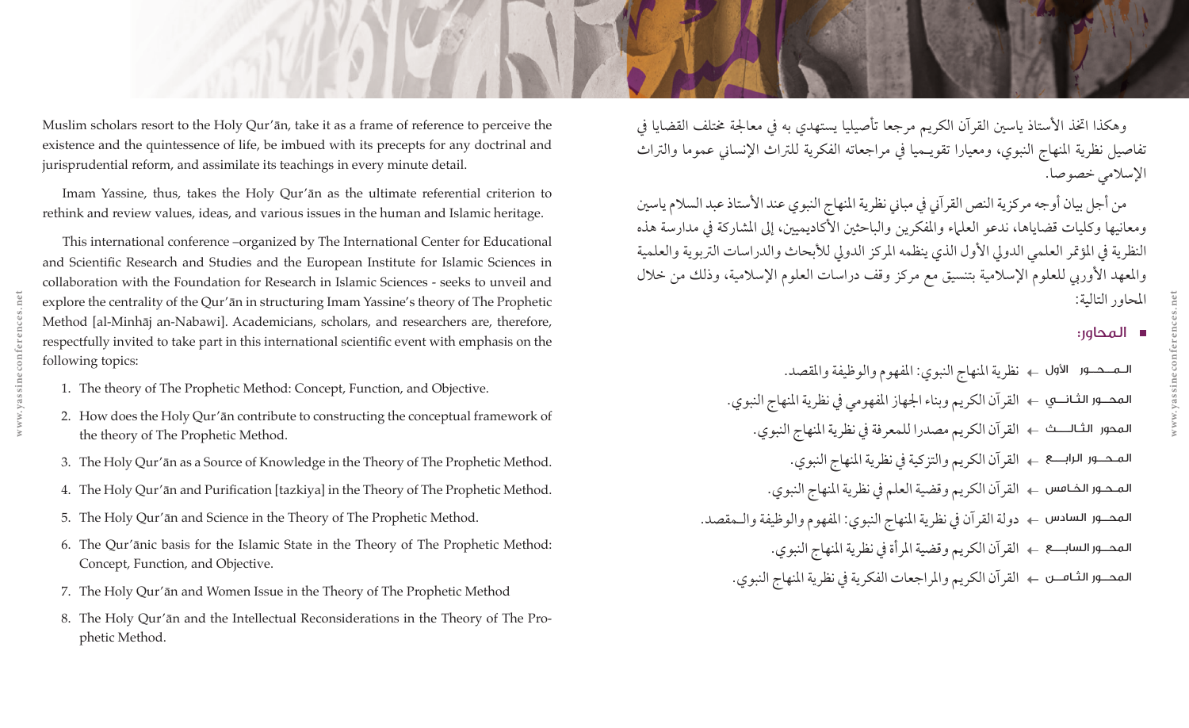Muslim scholars resort to the Holy Qur'ān, take it as a frame of reference to perceive the existence and the quintessence of life, be imbued with its precepts for any doctrinal and jurisprudential reform, and assimilate its teachings in every minute detail.

Imam Yassine, thus, takes the Holy Qur'ān as the ultimate referential criterion to rethink and review values, ideas, and various issues in the human and Islamic heritage.

This international conference –organized by The International Center for Educational and Scientific Research and Studies and the European Institute for Islamic Sciences in collaboration with the Foundation for Research in Islamic Sciences - seeks to unveil and explore the centrality of the Qur'ān in structuring Imam Yassine's theory of The Prophetic Method [al-Minhāj an-Nabawi]. Academicians, scholars, and researchers are, therefore, respectfully invited to take part in this international scientific event with emphasis on the following topics:

1. The theory of The Prophetic Method: Concept, Function, and Objective.
2. How does the Holy Qur'ān contribute to constructing the conceptual framework of the theory of The Prophetic Method.
3. The Holy Qur'ān as a Source of Knowledge in the Theory of The Prophetic Method.
4. The Holy Qur'ān and Purification [tazkiya] in the Theory of The Prophetic Method.
5. The Holy Qur'ān and Science in the Theory of The Prophetic Method.
6. The Qur'ānic basis for the Islamic State in the Theory of The Prophetic Method: Concept, Function, and Objective.
7. The Holy Qur'ān and Women Issue in the Theory of The Prophetic Method
8. The Holy Qur'ān and the Intellectual Reconsiderations in the Theory of The Prophetic Method.

وهكذا اتخذ الأستاذ ياسين القرآن الكريم مرجعا تأصيليا يستهدي به في معالجة مختلف القضايا في تفاصيل نظرية المنهاج النبوي، ومعيارا تقويـميا في مراجعاته الفكرية للتراث الإنساني عموما والتراث الإسلامي خصوصا.

من أجل بيان أوجه مركزية النص القرآني في مباني نظرية المنهاج النبوي عند الأستاذ عبد السلام ياسين ومعانيها وكليات قضاياها، ندعو العلماء والمفكرين والباحثين الأكاديميين، إلى المشاركة في مدارسة هذه النظرية في المؤتمر العلمي الدولي الأول الذي ينظمه المركز الدولي للأبحاث والدراسات التربوية والعلمية والمعهد الأوربي للعلوم الإسلامية بتنسيق مع مركز وقف دراسات العلوم الإسلامية، وذلك من خلال المحاور التالية:

## المحاور:

- المحور الأول ← نظرية المنهاج النبوي: المفهوم والوظيفة والمقصد.
- المحور الثاني ← القرآن الكريم وبناء الجهاز المفهومي في نظرية المنهاج النبوي.
- المحور الثالث ← القرآن الكريم مصدرا للمعرفة في نظرية المنهاج النبوي.
- المحور الرابع ← القرآن الكريم والتزكية في نظرية المنهاج النبوي.
- المحور الخامس ← القرآن الكريم وقضية العلم في نظرية المنهاج النبوي.
- المحور السادس ← دولة القرآن في نظرية المنهاج النبوي: المفهوم والوظيفة والـمقصد.
- المحور السابع ← القرآن الكريم وقضية المرأة في نظرية المنهاج النبوي.
- المحور الثامن ← القرآن الكريم والمراجعات الفكرية في نظرية المنهاج النبوي.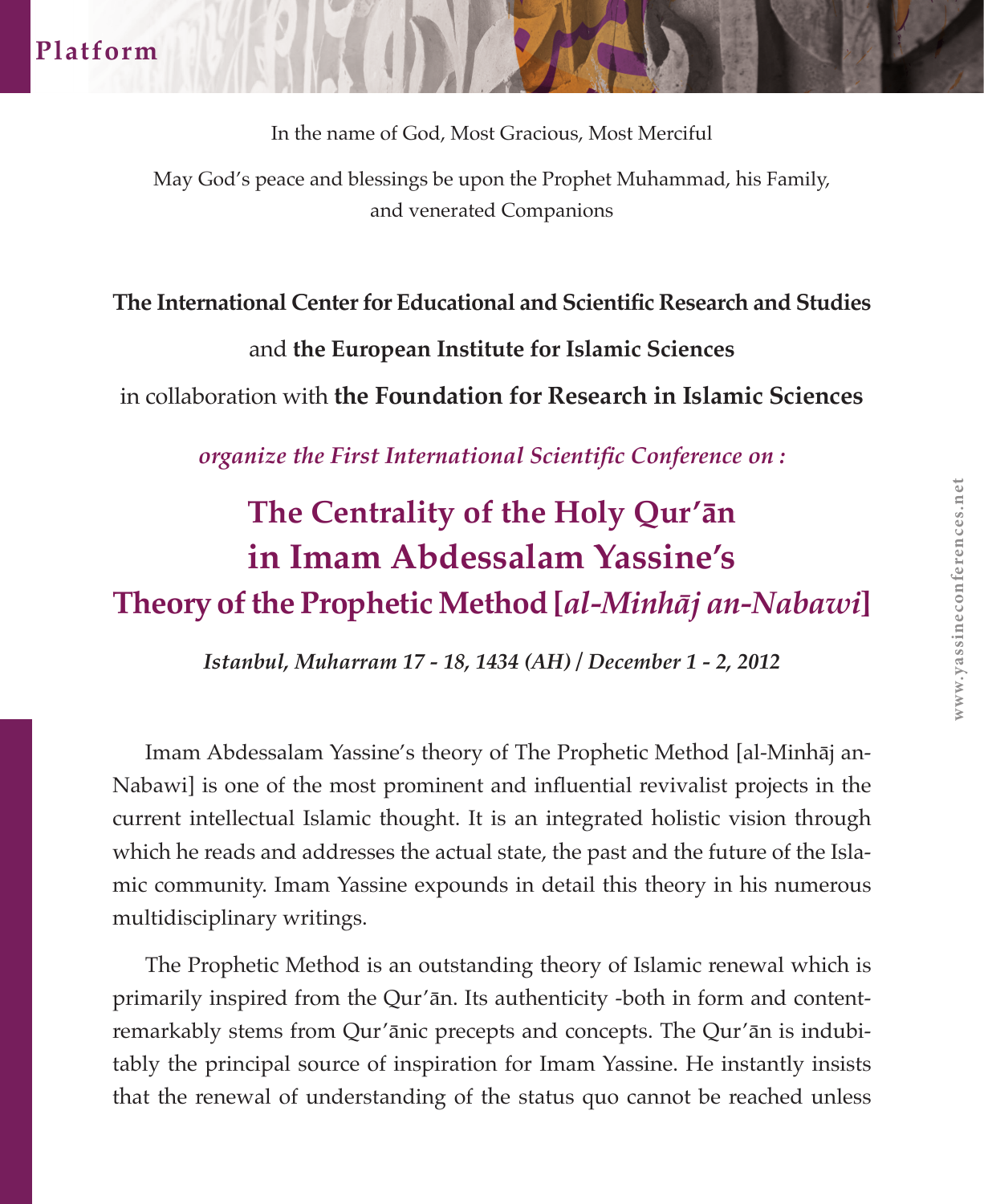In the name of God, Most Gracious, Most Merciful

May God's peace and blessings be upon the Prophet Muhammad, his Family, and venerated Companions

**The International Center for Educational and Scientific Research and Studies**

and **the European Institute for Islamic Sciences**

in collaboration with **the Foundation for Research in Islamic Sciences**

***organize the First International Scientific Conference on :***

# The Centrality of the Holy Qur'ān in Imam Abdessalam Yassine's Theory of the Prophetic Method [*al-Minhāj an-Nabawi*]

***Istanbul, Muharram 17 - 18, 1434 (AH) / December 1 - 2, 2012***

Imam Abdessalam Yassine's theory of The Prophetic Method [al-Minhāj an-Nabawi] is one of the most prominent and influential revivalist projects in the current intellectual Islamic thought. It is an integrated holistic vision through which he reads and addresses the actual state, the past and the future of the Islamic community. Imam Yassine expounds in detail this theory in his numerous multidisciplinary writings.

The Prophetic Method is an outstanding theory of Islamic renewal which is primarily inspired from the Qur'ān. Its authenticity -both in form and content-remarkably stems from Qur'ānic precepts and concepts. The Qur'ān is indubitably the principal source of inspiration for Imam Yassine. He instantly insists that the renewal of understanding of the status quo cannot be reached unless